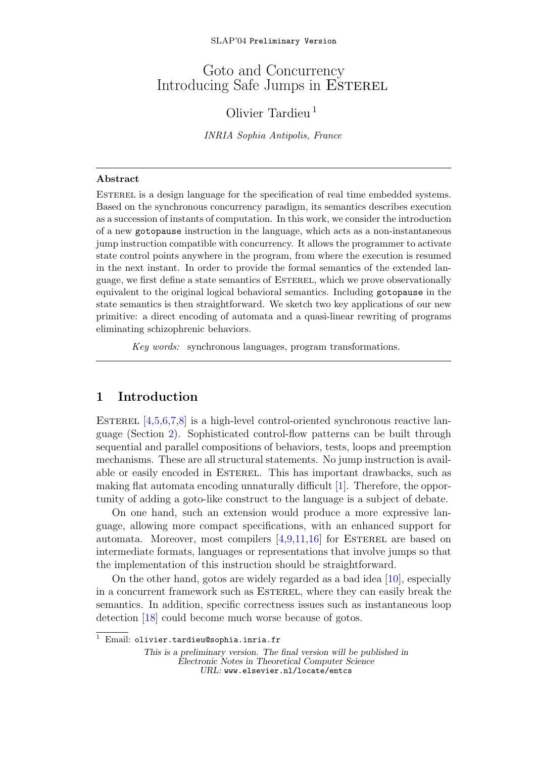# Goto and Concurrency
# Introducing Safe Jumps in Esterel

Olivier Tardieu [1]

*INRIA Sophia Antipolis, France*

---

**Abstract**

Esterel is a design language for the specification of real time embedded systems. Based on the synchronous concurrency paradigm, its semantics describes execution as a succession of instants of computation. In this work, we consider the introduction of a new `gotopause` instruction in the language, which acts as a non-instantaneous jump instruction compatible with concurrency. It allows the programmer to activate state control points anywhere in the program, from where the execution is resumed in the next instant. In order to provide the formal semantics of the extended language, we first define a state semantics of Esterel, which we prove observationally equivalent to the original logical behavioral semantics. Including `gotopause` in the state semantics is then straightforward. We sketch two key applications of our new primitive: a direct encoding of automata and a quasi-linear rewriting of programs eliminating schizophrenic behaviors.

*Key words:* synchronous languages, program transformations.

---

## 1 Introduction

Esterel [4,5,6,7,8] is a high-level control-oriented synchronous reactive language (Section 2). Sophisticated control-flow patterns can be built through sequential and parallel compositions of behaviors, tests, loops and preemption mechanisms. These are all structural statements. No jump instruction is available or easily encoded in Esterel. This has important drawbacks, such as making flat automata encoding unnaturally difficult [1]. Therefore, the opportunity of adding a goto-like construct to the language is a subject of debate.

On one hand, such an extension would produce a more expressive language, allowing more compact specifications, with an enhanced support for automata. Moreover, most compilers [4,9,11,16] for Esterel are based on intermediate formats, languages or representations that involve jumps so that the implementation of this instruction should be straightforward.

On the other hand, gotos are widely regarded as a bad idea [10], especially in a concurrent framework such as Esterel, where they can easily break the semantics. In addition, specific correctness issues such as instantaneous loop detection [18] could become much worse because of gotos.

---

[1] Email: `olivier.tardieu@sophia.inria.fr`

*This is a preliminary version. The final version will be published in Electronic Notes in Theoretical Computer Science*
*URL:* `www.elsevier.nl/locate/entcs`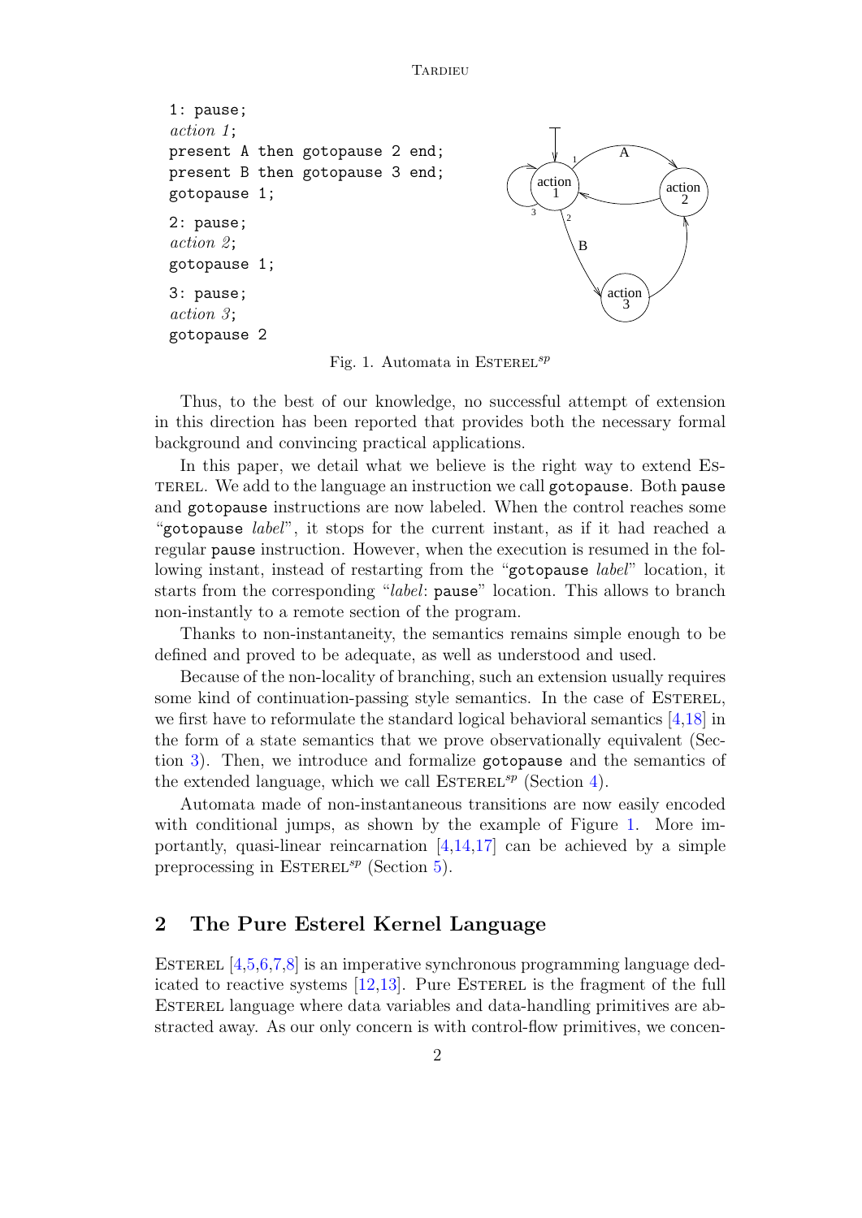```
1: pause;
action 1;
present A then gotopause 2 end;
present B then gotopause 3 end;
gotopause 1;

2: pause;
action 2;
gotopause 1;

3: pause;
action 3;
gotopause 2
```

Fig. 1. Automata in ESTEREL$^{sp}$

Thus, to the best of our knowledge, no successful attempt of extension in this direction has been reported that provides both the necessary formal background and convincing practical applications.

In this paper, we detail what we believe is the right way to extend ESTEREL. We add to the language an instruction we call `gotopause`. Both `pause` and `gotopause` instructions are now labeled. When the control reaches some "`gotopause` *label*", it stops for the current instant, as if it had reached a regular `pause` instruction. However, when the execution is resumed in the following instant, instead of restarting from the "`gotopause` *label*" location, it starts from the corresponding "*label*: `pause`" location. This allows to branch non-instantly to a remote section of the program.

Thanks to non-instantaneity, the semantics remains simple enough to be defined and proved to be adequate, as well as understood and used.

Because of the non-locality of branching, such an extension usually requires some kind of continuation-passing style semantics. In the case of ESTEREL, we first have to reformulate the standard logical behavioral semantics [4,18] in the form of a state semantics that we prove observationally equivalent (Section 3). Then, we introduce and formalize `gotopause` and the semantics of the extended language, which we call ESTEREL$^{sp}$ (Section 4).

Automata made of non-instantaneous transitions are now easily encoded with conditional jumps, as shown by the example of Figure 1. More importantly, quasi-linear reincarnation [4,14,17] can be achieved by a simple preprocessing in ESTEREL$^{sp}$ (Section 5).

## 2 The Pure Esterel Kernel Language

ESTEREL [4,5,6,7,8] is an imperative synchronous programming language dedicated to reactive systems [12,13]. Pure ESTEREL is the fragment of the full ESTEREL language where data variables and data-handling primitives are abstracted away. As our only concern is with control-flow primitives, we concen-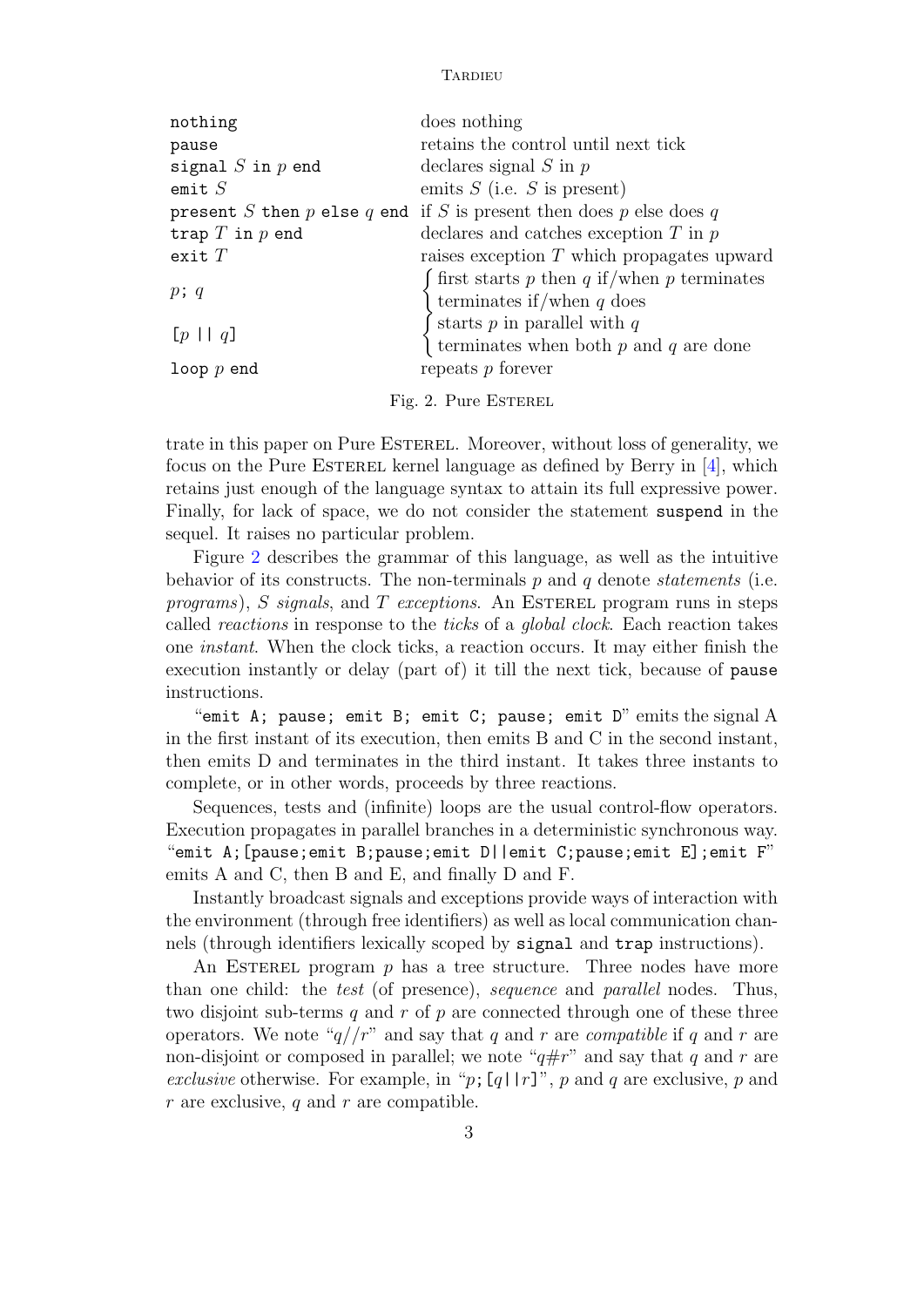| | |
|---|---|
| `nothing` | does nothing |
| `pause` | retains the control until next tick |
| `signal` $S$ `in` $p$ `end` | declares signal $S$ in $p$ |
| `emit` $S$ | emits $S$ (i.e. $S$ is present) |
| `present` $S$ `then` $p$ `else` $q$ `end` | if $S$ is present then does $p$ else does $q$ |
| `trap` $T$ `in` $p$ `end` | declares and catches exception $T$ in $p$ |
| `exit` $T$ | raises exception $T$ which propagates upward |
| $p$`;` $q$ | first starts $p$ then $q$ if/when $p$ terminates; terminates if/when $q$ does |
| `[`$p$ `\|\|` $q$`]` | starts $p$ in parallel with $q$; terminates when both $p$ and $q$ are done |
| `loop` $p$ `end` | repeats $p$ forever |

Fig. 2. Pure Esterel

trate in this paper on Pure Esterel. Moreover, without loss of generality, we focus on the Pure Esterel kernel language as defined by Berry in [4], which retains just enough of the language syntax to attain its full expressive power. Finally, for lack of space, we do not consider the statement `suspend` in the sequel. It raises no particular problem.

Figure 2 describes the grammar of this language, as well as the intuitive behavior of its constructs. The non-terminals $p$ and $q$ denote *statements* (i.e. *programs*), $S$ *signals*, and $T$ *exceptions*. An Esterel program runs in steps called *reactions* in response to the *ticks* of a *global clock*. Each reaction takes one *instant*. When the clock ticks, a reaction occurs. It may either finish the execution instantly or delay (part of) it till the next tick, because of `pause` instructions.

"`emit A; pause; emit B; emit C; pause; emit D`" emits the signal A in the first instant of its execution, then emits B and C in the second instant, then emits D and terminates in the third instant. It takes three instants to complete, or in other words, proceeds by three reactions.

Sequences, tests and (infinite) loops are the usual control-flow operators. Execution propagates in parallel branches in a deterministic synchronous way. "`emit A;[pause;emit B;pause;emit D||emit C;pause;emit E];emit F`" emits A and C, then B and E, and finally D and F.

Instantly broadcast signals and exceptions provide ways of interaction with the environment (through free identifiers) as well as local communication channels (through identifiers lexically scoped by `signal` and `trap` instructions).

An Esterel program $p$ has a tree structure. Three nodes have more than one child: the *test* (of presence), *sequence* and *parallel* nodes. Thus, two disjoint sub-terms $q$ and $r$ of $p$ are connected through one of these three operators. We note "$q//r$" and say that $q$ and $r$ are *compatible* if $q$ and $r$ are non-disjoint or composed in parallel; we note "$q\#r$" and say that $q$ and $r$ are *exclusive* otherwise. For example, in "$p$;[$q$||$r$]", $p$ and $q$ are exclusive, $p$ and $r$ are exclusive, $q$ and $r$ are compatible.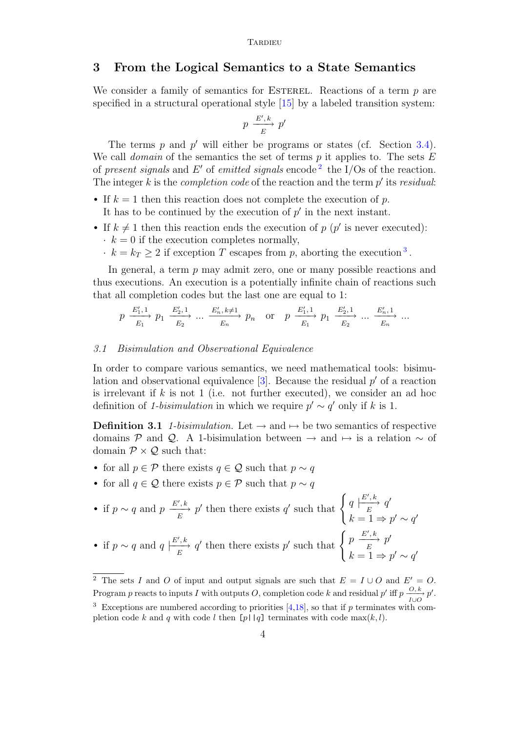## 3 From the Logical Semantics to a State Semantics

We consider a family of semantics for Esterel. Reactions of a term $p$ are specified in a structural operational style [15] by a labeled transition system:

$$p \xrightarrow[E]{E', k} p'$$

The terms $p$ and $p'$ will either be programs or states (cf. Section 3.4). We call *domain* of the semantics the set of terms $p$ it applies to. The sets $E$ of *present signals* and $E'$ of *emitted signals* encode [2] the I/Os of the reaction. The integer $k$ is the *completion code* of the reaction and the term $p'$ its *residual*:

- If $k = 1$ then this reaction does not complete the execution of $p$. It has to be continued by the execution of $p'$ in the next instant.
- If $k \neq 1$ then this reaction ends the execution of $p$ ($p'$ is never executed):
  - $k = 0$ if the execution completes normally,
  - $k = k_T \geq 2$ if exception $T$ escapes from $p$, aborting the execution [3].

In general, a term $p$ may admit zero, one or many possible reactions and thus executions. An execution is a potentially infinite chain of reactions such that all completion codes but the last one are equal to 1:

$$p \xrightarrow[E_1]{E_1', 1} p_1 \xrightarrow[E_2]{E_2', 1} \ldots \xrightarrow[E_n]{E_n', k \neq 1} p_n \quad \text{or} \quad p \xrightarrow[E_1]{E_1', 1} p_1 \xrightarrow[E_2]{E_2', 1} \ldots \xrightarrow[E_n]{E_n', 1} \ldots$$

### 3.1 Bisimulation and Observational Equivalence

In order to compare various semantics, we need mathematical tools: bisimulation and observational equivalence [3]. Because the residual $p'$ of a reaction is irrelevant if $k$ is not 1 (i.e. not further executed), we consider an ad hoc definition of *1-bisimulation* in which we require $p' \sim q'$ only if $k$ is 1.

**Definition 3.1** *1-bisimulation.* Let $\rightarrow$ and $\mapsto$ be two semantics of respective domains $\mathcal{P}$ and $\mathcal{Q}$. A 1-bisimulation between $\rightarrow$ and $\mapsto$ is a relation $\sim$ of domain $\mathcal{P} \times \mathcal{Q}$ such that:

- for all $p \in \mathcal{P}$ there exists $q \in \mathcal{Q}$ such that $p \sim q$
- for all $q \in \mathcal{Q}$ there exists $p \in \mathcal{P}$ such that $p \sim q$
- if $p \sim q$ and $p \xrightarrow[E]{E', k} p'$ then there exists $q'$ such that $\begin{cases} q \xmapsto[E]{E', k} q' \\ k = 1 \Rightarrow p' \sim q' \end{cases}$
- if $p \sim q$ and $q \xmapsto[E]{E', k} q'$ then there exists $p'$ such that $\begin{cases} p \xrightarrow[E]{E', k} p' \\ k = 1 \Rightarrow p' \sim q' \end{cases}$

---

[2] The sets $I$ and $O$ of input and output signals are such that $E = I \cup O$ and $E' = O$. Program $p$ reacts to inputs $I$ with outputs $O$, completion code $k$ and residual $p'$ iff $p \xrightarrow[I \cup O]{O, k} p'$.

[3] Exceptions are numbered according to priorities [4,18], so that if $p$ terminates with completion code $k$ and $q$ with code $l$ then `[p||q]` terminates with code $\max(k, l)$.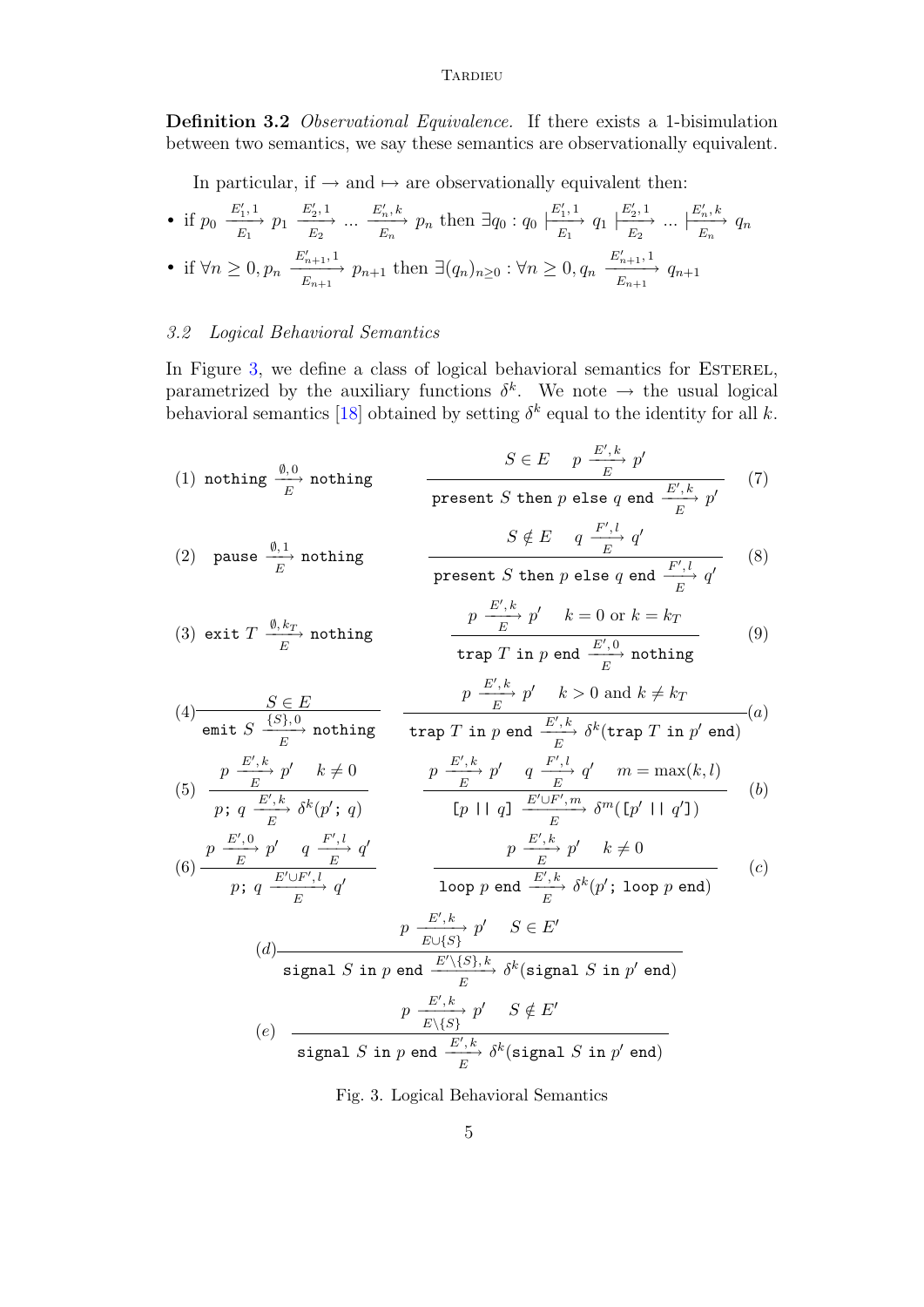**Definition 3.2** *Observational Equivalence.* If there exists a 1-bisimulation between two semantics, we say these semantics are observationally equivalent.

In particular, if $\rightarrow$ and $\mapsto$ are observationally equivalent then:

- if $p_0 \xrightarrow[E_1]{E_1', 1} p_1 \xrightarrow[E_2]{E_2', 1} \ldots \xrightarrow[E_n]{E_n', k} p_n$ then $\exists q_0 : q_0 \overset{E_1', 1}{\underset{E_1}{\longmapsto}} q_1 \overset{E_2', 1}{\underset{E_2}{\longmapsto}} \ldots \overset{E_n', k}{\underset{E_n}{\longmapsto}} q_n$
- if $\forall n \geq 0, p_n \xrightarrow[E_{n+1}]{E_{n+1}', 1} p_{n+1}$ then $\exists (q_n)_{n \geq 0} : \forall n \geq 0, q_n \xrightarrow[E_{n+1}]{E_{n+1}', 1} q_{n+1}$

### 3.2 Logical Behavioral Semantics

In Figure 3, we define a class of logical behavioral semantics for Esterel, parametrized by the auxiliary functions $\delta^k$. We note $\rightarrow$ the usual logical behavioral semantics [18] obtained by setting $\delta^k$ equal to the identity for all $k$.

$$(1)\quad \texttt{nothing} \xrightarrow[E]{\emptyset, 0} \texttt{nothing}$$

$$(2)\quad \texttt{pause} \xrightarrow[E]{\emptyset, 1} \texttt{nothing}$$

$$(3)\quad \texttt{exit } T \xrightarrow[E]{\emptyset, k_T} \texttt{nothing}$$

$$(4)\quad \frac{S \in E}{\texttt{emit } S \xrightarrow[E]{\{S\}, 0} \texttt{nothing}}$$

$$(5)\quad \frac{p \xrightarrow[E]{E', k} p' \quad k \neq 0}{p\texttt{;}\ q \xrightarrow[E]{E', k} \delta^k(p'\texttt{;}\ q)}$$

$$(6)\quad \frac{p \xrightarrow[E]{E', 0} p' \quad q \xrightarrow[E]{F', l} q'}{p\texttt{;}\ q \xrightarrow[E]{E' \cup F', l} q'}$$

$$(7)\quad \frac{S \in E \quad p \xrightarrow[E]{E', k} p'}{\texttt{present } S \texttt{ then } p \texttt{ else } q \texttt{ end} \xrightarrow[E]{E', k} p'}$$

$$(8)\quad \frac{S \notin E \quad q \xrightarrow[E]{F', l} q'}{\texttt{present } S \texttt{ then } p \texttt{ else } q \texttt{ end} \xrightarrow[E]{F', l} q'}$$

$$(9)\quad \frac{p \xrightarrow[E]{E', k} p' \quad k = 0 \text{ or } k = k_T}{\texttt{trap } T \texttt{ in } p \texttt{ end} \xrightarrow[E]{E', 0} \texttt{nothing}}$$

$$(a)\quad \frac{p \xrightarrow[E]{E', k} p' \quad k > 0 \text{ and } k \neq k_T}{\texttt{trap } T \texttt{ in } p \texttt{ end} \xrightarrow[E]{E', k} \delta^k(\texttt{trap } T \texttt{ in } p' \texttt{ end})}$$

$$(b)\quad \frac{p \xrightarrow[E]{E', k} p' \quad q \xrightarrow[E]{F', l} q' \quad m = \max(k, l)}{\texttt{[}p \texttt{ || } q\texttt{]} \xrightarrow[E]{E' \cup F', m} \delta^m(\texttt{[}p' \texttt{ || } q'\texttt{]})}$$

$$(c)\quad \frac{p \xrightarrow[E]{E', k} p' \quad k \neq 0}{\texttt{loop } p \texttt{ end} \xrightarrow[E]{E', k} \delta^k(p'\texttt{; loop } p \texttt{ end})}$$

$$(d)\quad \frac{p \xrightarrow[E \cup \{S\}]{E', k} p' \quad S \in E'}{\texttt{signal } S \texttt{ in } p \texttt{ end} \xrightarrow[E]{E' \setminus \{S\}, k} \delta^k(\texttt{signal } S \texttt{ in } p' \texttt{ end})}$$

$$(e)\quad \frac{p \xrightarrow[E \setminus \{S\}]{E', k} p' \quad S \notin E'}{\texttt{signal } S \texttt{ in } p \texttt{ end} \xrightarrow[E]{E', k} \delta^k(\texttt{signal } S \texttt{ in } p' \texttt{ end})}$$

Fig. 3. Logical Behavioral Semantics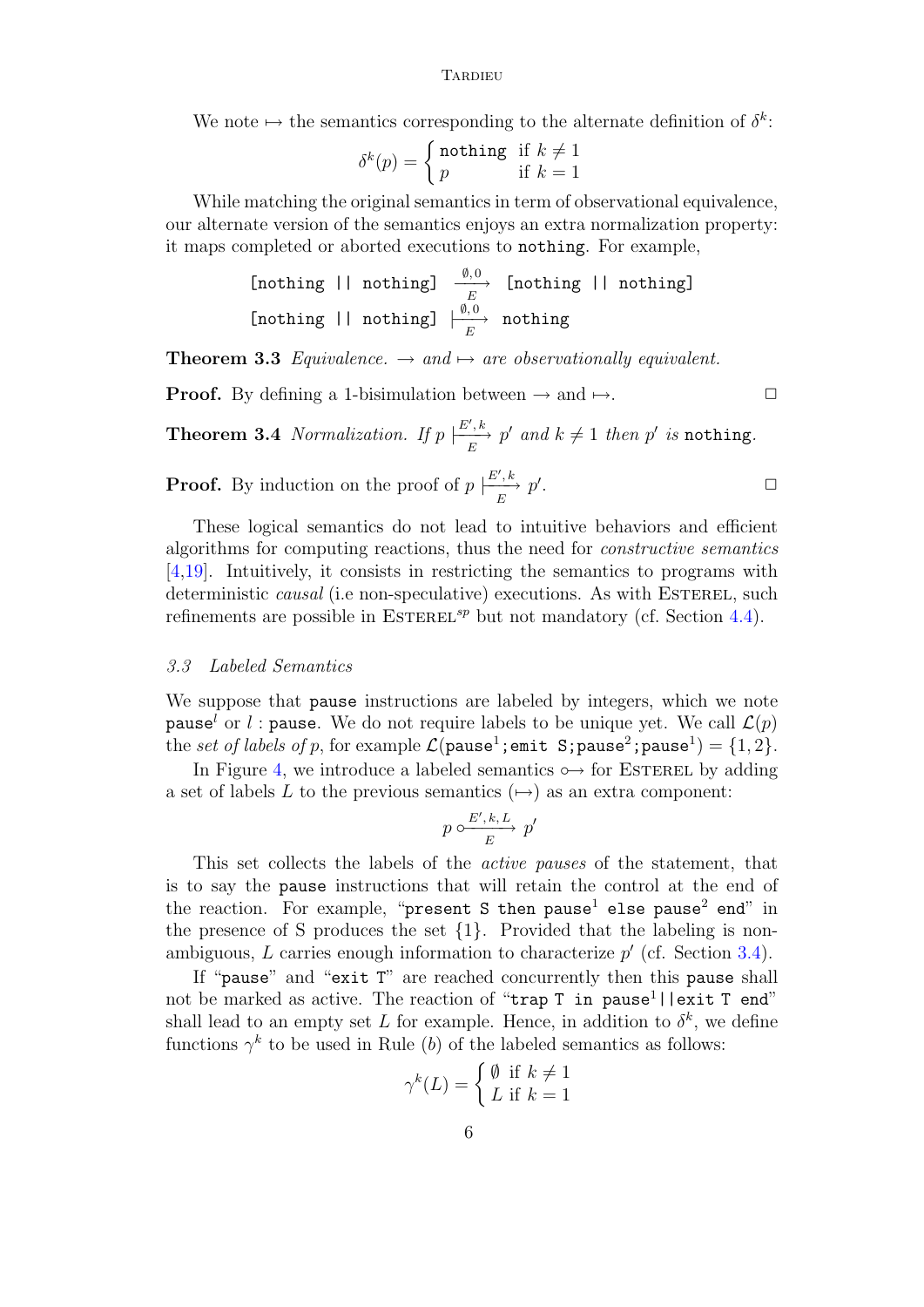We note $\mapsto$ the semantics corresponding to the alternate definition of $\delta^k$:

$$\delta^k(p) = \begin{cases} \texttt{nothing} & \text{if } k \neq 1 \\ p & \text{if } k = 1 \end{cases}$$

While matching the original semantics in term of observational equivalence, our alternate version of the semantics enjoys an extra normalization property: it maps completed or aborted executions to `nothing`. For example,

$$\texttt{[nothing || nothing]} \xrightarrow[E]{\emptyset,0} \texttt{[nothing || nothing]}$$
$$\texttt{[nothing || nothing]} \mathrel{\substack{\emptyset,0 \\ \longmapsto \\ E}} \texttt{nothing}$$

**Theorem 3.3** *Equivalence.* $\rightarrow$ *and* $\mapsto$ *are observationally equivalent.*

**Proof.** By defining a 1-bisimulation between $\rightarrow$ and $\mapsto$. □

**Theorem 3.4** *Normalization. If* $p \mathrel{\substack{E',k \\ \longmapsto \\ E}} p'$ *and* $k \neq 1$ *then* $p'$ *is* `nothing`.

**Proof.** By induction on the proof of $p \mathrel{\substack{E',k \\ \longmapsto \\ E}} p'$. □

These logical semantics do not lead to intuitive behaviors and efficient algorithms for computing reactions, thus the need for *constructive semantics* [4,19]. Intuitively, it consists in restricting the semantics to programs with deterministic *causal* (i.e non-speculative) executions. As with Esterel, such refinements are possible in Esterel$^{sp}$ but not mandatory (cf. Section 4.4).

### 3.3 Labeled Semantics

We suppose that `pause` instructions are labeled by integers, which we note $\texttt{pause}^l$ or $l$ : `pause`. We do not require labels to be unique yet. We call $\mathcal{L}(p)$ the *set of labels of* $p$, for example $\mathcal{L}(\texttt{pause}^1\texttt{;emit S;pause}^2\texttt{;pause}^1) = \{1, 2\}$.

In Figure 4, we introduce a labeled semantics $\circ\!\!\rightarrow$ for Esterel by adding a set of labels $L$ to the previous semantics ($\mapsto$) as an extra component:

$$p \mathrel{\substack{E',k,L \\ \circ\!\!\longrightarrow \\ E}} p'$$

This set collects the labels of the *active pauses* of the statement, that is to say the `pause` instructions that will retain the control at the end of the reaction. For example, "$\texttt{present S then pause}^1 \texttt{ else pause}^2 \texttt{ end}$" in the presence of S produces the set $\{1\}$. Provided that the labeling is non-ambiguous, $L$ carries enough information to characterize $p'$ (cf. Section 3.4).

If "`pause`" and "`exit T`" are reached concurrently then this `pause` shall not be marked as active. The reaction of "$\texttt{trap T in pause}^1\texttt{||exit T end}$" shall lead to an empty set $L$ for example. Hence, in addition to $\delta^k$, we define functions $\gamma^k$ to be used in Rule ($b$) of the labeled semantics as follows:

$$\gamma^k(L) = \begin{cases} \emptyset & \text{if } k \neq 1 \\ L & \text{if } k = 1 \end{cases}$$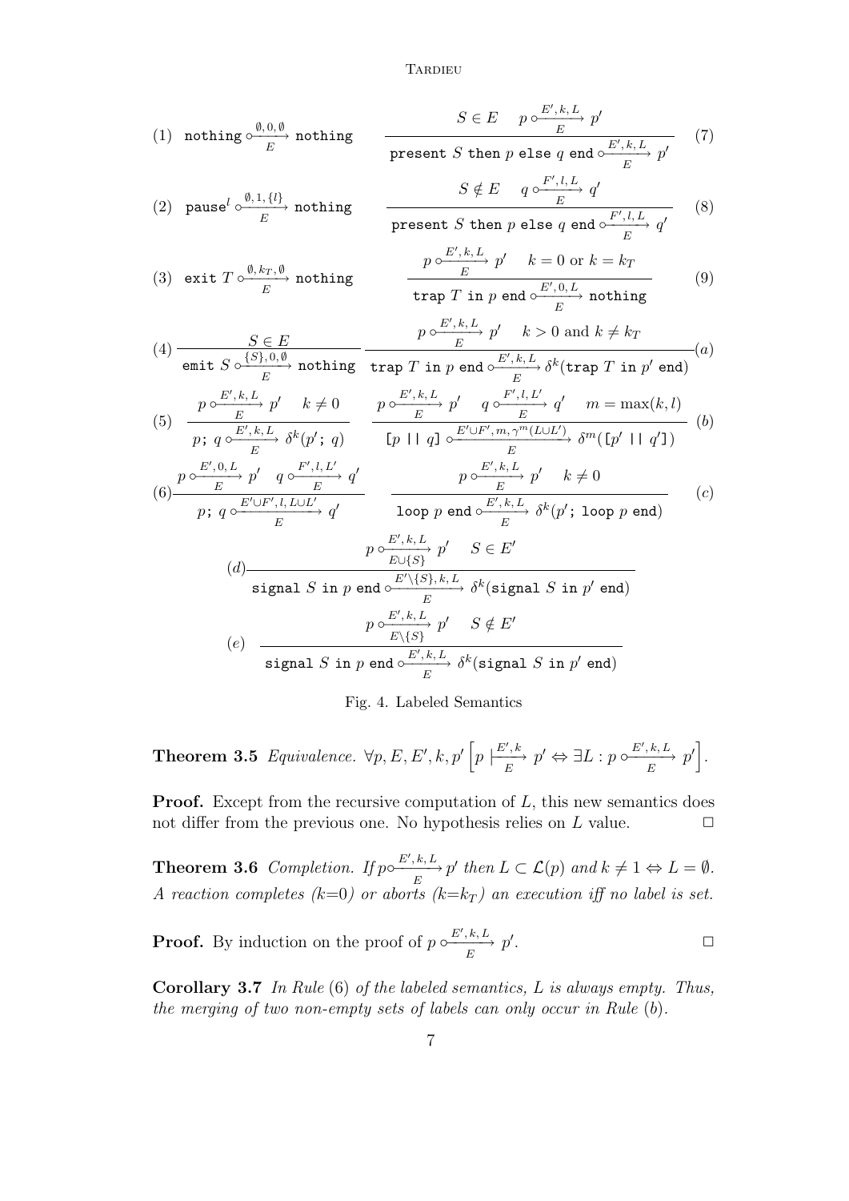$$(1)\quad \texttt{nothing} \xrightarrow[E]{\emptyset,\,0,\,\emptyset} \texttt{nothing}$$

$$(2)\quad \texttt{pause}^l \xrightarrow[E]{\emptyset,\,1,\,\{l\}} \texttt{nothing}$$

$$(3)\quad \texttt{exit}\ T \xrightarrow[E]{\emptyset,\,k_T,\,\emptyset} \texttt{nothing}$$

$$(4)\quad \frac{S \in E}{\texttt{emit}\ S \xrightarrow[E]{\{S\},\,0,\,\emptyset} \texttt{nothing}}$$

$$(5)\quad \frac{p \xrightarrow[E]{E',\,k,\,L} p' \qquad k \neq 0}{p\texttt{;}\ q \xrightarrow[E]{E',\,k,\,L} \delta^k(p'\texttt{;}\ q)}$$

$$(6)\quad \frac{p \xrightarrow[E]{E',\,0,\,L} p' \qquad q \xrightarrow[E]{F',\,l,\,L'} q'}{p\texttt{;}\ q \xrightarrow[E]{E' \cup F',\,l,\,L \cup L'} q'}$$

$$\frac{S \in E \qquad p \xrightarrow[E]{E',\,k,\,L} p'}{\texttt{present}\ S\ \texttt{then}\ p\ \texttt{else}\ q\ \texttt{end} \xrightarrow[E]{E',\,k,\,L} p'} \quad (7)$$

$$\frac{S \notin E \qquad q \xrightarrow[E]{F',\,l,\,L} q'}{\texttt{present}\ S\ \texttt{then}\ p\ \texttt{else}\ q\ \texttt{end} \xrightarrow[E]{F',\,l,\,L} q'} \quad (8)$$

$$\frac{p \xrightarrow[E]{E',\,k,\,L} p' \qquad k = 0 \text{ or } k = k_T}{\texttt{trap}\ T\ \texttt{in}\ p\ \texttt{end} \xrightarrow[E]{E',\,0,\,L} \texttt{nothing}} \quad (9)$$

$$\frac{p \xrightarrow[E]{E',\,k,\,L} p' \qquad k > 0 \text{ and } k \neq k_T}{\texttt{trap}\ T\ \texttt{in}\ p\ \texttt{end} \xrightarrow[E]{E',\,k,\,L} \delta^k(\texttt{trap}\ T\ \texttt{in}\ p'\ \texttt{end})} \quad (a)$$

$$\frac{p \xrightarrow[E]{E',\,k,\,L} p' \qquad q \xrightarrow[E]{F',\,l,\,L'} q' \qquad m = \max(k,l)}{\texttt{[}p\ \texttt{||}\ q\texttt{]} \xrightarrow[E]{E' \cup F',\,m,\,\gamma^m(L \cup L')} \delta^m(\texttt{[}p'\ \texttt{||}\ q'\texttt{]})} \quad (b)$$

$$\frac{p \xrightarrow[E]{E',\,k,\,L} p' \qquad k \neq 0}{\texttt{loop}\ p\ \texttt{end} \xrightarrow[E]{E',\,k,\,L} \delta^k(p'\texttt{;}\ \texttt{loop}\ p\ \texttt{end})} \quad (c)$$

$$(d)\quad \frac{p \xrightarrow[E \cup \{S\}]{E',\,k,\,L} p' \qquad S \in E'}{\texttt{signal}\ S\ \texttt{in}\ p\ \texttt{end} \xrightarrow[E]{E' \backslash \{S\},\,k,\,L} \delta^k(\texttt{signal}\ S\ \texttt{in}\ p'\ \texttt{end})}$$

$$(e)\quad \frac{p \xrightarrow[E \backslash \{S\}]{E',\,k,\,L} p' \qquad S \notin E'}{\texttt{signal}\ S\ \texttt{in}\ p\ \texttt{end} \xrightarrow[E]{E',\,k,\,L} \delta^k(\texttt{signal}\ S\ \texttt{in}\ p'\ \texttt{end})}$$

Fig. 4. Labeled Semantics

**Theorem 3.5** *Equivalence.* $\forall p, E, E', k, p' \left[ p \xmapsto[E]{E',\,k} p' \Leftrightarrow \exists L : p \xrightarrow[E]{E',\,k,\,L} p' \right]$.

**Proof.** Except from the recursive computation of $L$, this new semantics does not differ from the previous one. No hypothesis relies on $L$ value. □

**Theorem 3.6** *Completion. If* $p \xrightarrow[E]{E',\,k,\,L} p'$ *then* $L \subset \mathcal{L}(p)$ *and* $k \neq 1 \Leftrightarrow L = \emptyset$. *A reaction completes ($k$=0) or aborts ($k$=$k_T$) an execution iff no label is set.*

**Proof.** By induction on the proof of $p \xrightarrow[E]{E',\,k,\,L} p'$. □

**Corollary 3.7** *In Rule* (6) *of the labeled semantics, $L$ is always empty. Thus, the merging of two non-empty sets of labels can only occur in Rule* (b).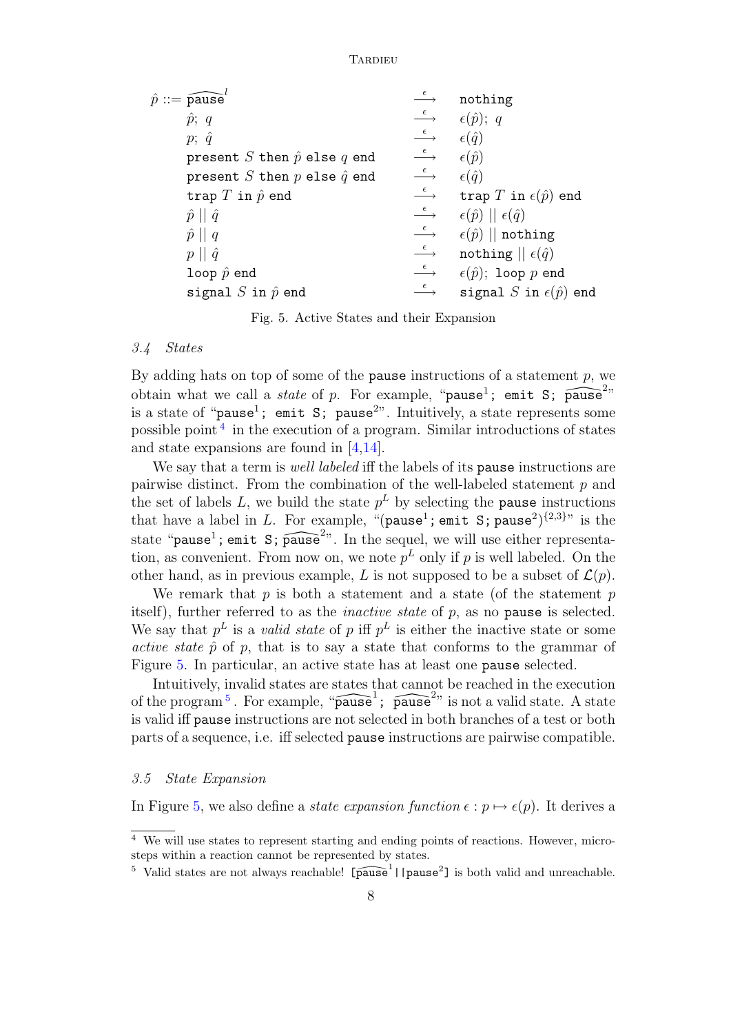$$
\begin{array}{llll}
\hat{p} ::= & \widehat{\texttt{pause}}^{l} & \xrightarrow{\epsilon} & \texttt{nothing} \\
 & \hat{p};\ q & \xrightarrow{\epsilon} & \epsilon(\hat{p});\ q \\
 & p;\ \hat{q} & \xrightarrow{\epsilon} & \epsilon(\hat{q}) \\
 & \texttt{present}\ S\ \texttt{then}\ \hat{p}\ \texttt{else}\ q\ \texttt{end} & \xrightarrow{\epsilon} & \epsilon(\hat{p}) \\
 & \texttt{present}\ S\ \texttt{then}\ p\ \texttt{else}\ \hat{q}\ \texttt{end} & \xrightarrow{\epsilon} & \epsilon(\hat{q}) \\
 & \texttt{trap}\ T\ \texttt{in}\ \hat{p}\ \texttt{end} & \xrightarrow{\epsilon} & \texttt{trap}\ T\ \texttt{in}\ \epsilon(\hat{p})\ \texttt{end} \\
 & \hat{p} \mid\mid \hat{q} & \xrightarrow{\epsilon} & \epsilon(\hat{p}) \mid\mid \epsilon(\hat{q}) \\
 & \hat{p} \mid\mid q & \xrightarrow{\epsilon} & \epsilon(\hat{p}) \mid\mid \texttt{nothing} \\
 & p \mid\mid \hat{q} & \xrightarrow{\epsilon} & \texttt{nothing} \mid\mid \epsilon(\hat{q}) \\
 & \texttt{loop}\ \hat{p}\ \texttt{end} & \xrightarrow{\epsilon} & \epsilon(\hat{p});\ \texttt{loop}\ p\ \texttt{end} \\
 & \texttt{signal}\ S\ \texttt{in}\ \hat{p}\ \texttt{end} & \xrightarrow{\epsilon} & \texttt{signal}\ S\ \texttt{in}\ \epsilon(\hat{p})\ \texttt{end}
\end{array}
$$

Fig. 5. Active States and their Expansion

### *3.4 States*

By adding hats on top of some of the `pause` instructions of a statement $p$, we obtain what we call a *state* of $p$. For example, "$\texttt{pause}^1$; `emit S`; $\widehat{\texttt{pause}}^2$" is a state of "$\texttt{pause}^1$; `emit S`; $\texttt{pause}^2$". Intuitively, a state represents some possible point [4] in the execution of a program. Similar introductions of states and state expansions are found in [4,14].

We say that a term is *well labeled* iff the labels of its `pause` instructions are pairwise distinct. From the combination of the well-labeled statement $p$ and the set of labels $L$, we build the state $p^L$ by selecting the `pause` instructions that have a label in $L$. For example, "$(\texttt{pause}^1; \texttt{emit S}; \texttt{pause}^2)^{\{2,3\}}$" is the state "$\texttt{pause}^1$; `emit S`; $\widehat{\texttt{pause}}^2$". In the sequel, we will use either representation, as convenient. From now on, we note $p^L$ only if $p$ is well labeled. On the other hand, as in previous example, $L$ is not supposed to be a subset of $\mathcal{L}(p)$.

We remark that $p$ is both a statement and a state (of the statement $p$ itself), further referred to as the *inactive state* of $p$, as no `pause` is selected. We say that $p^L$ is a *valid state* of $p$ iff $p^L$ is either the inactive state or some *active state* $\hat{p}$ of $p$, that is to say a state that conforms to the grammar of Figure 5. In particular, an active state has at least one `pause` selected.

Intuitively, invalid states are states that cannot be reached in the execution of the program [5]. For example, "$\widehat{\texttt{pause}}^1$; $\widehat{\texttt{pause}}^2$" is not a valid state. A state is valid iff `pause` instructions are not selected in both branches of a test or both parts of a sequence, i.e. iff selected `pause` instructions are pairwise compatible.

### *3.5 State Expansion*

In Figure 5, we also define a *state expansion function* $\epsilon : p \mapsto \epsilon(p)$. It derives a

---

[4] We will use states to represent starting and ending points of reactions. However, micro-steps within a reaction cannot be represented by states.

[5] Valid states are not always reachable! $[\widehat{\texttt{pause}}^1 \mid\mid \texttt{pause}^2]$ is both valid and unreachable.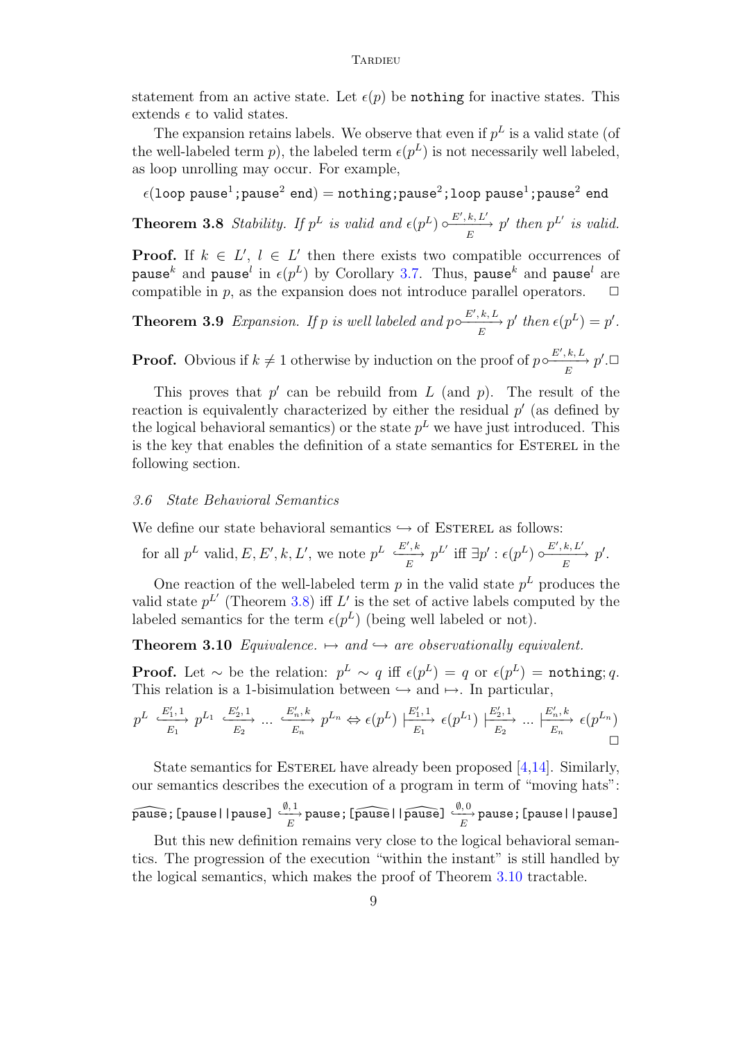statement from an active state. Let $\epsilon(p)$ be `nothing` for inactive states. This extends $\epsilon$ to valid states.

The expansion retains labels. We observe that even if $p^L$ is a valid state (of the well-labeled term $p$), the labeled term $\epsilon(p^L)$ is not necessarily well labeled, as loop unrolling may occur. For example,

$$\epsilon(\texttt{loop pause}^1\texttt{;pause}^2\texttt{ end}) = \texttt{nothing;pause}^2\texttt{;loop pause}^1\texttt{;pause}^2\texttt{ end}$$

**Theorem 3.8** *Stability. If $p^L$ is valid and $\epsilon(p^L) \circ\!\xrightarrow[E]{E', k, L'} p'$ then $p^{L'}$ is valid.*

**Proof.** If $k \in L'$, $l \in L'$ then there exists two compatible occurrences of $\texttt{pause}^k$ and $\texttt{pause}^l$ in $\epsilon(p^L)$ by Corollary 3.7. Thus, $\texttt{pause}^k$ and $\texttt{pause}^l$ are compatible in $p$, as the expansion does not introduce parallel operators. □

**Theorem 3.9** *Expansion. If $p$ is well labeled and $p \circ\!\xrightarrow[E]{E', k, L} p'$ then $\epsilon(p^L) = p'$.*

**Proof.** Obvious if $k \neq 1$ otherwise by induction on the proof of $p \circ\!\xrightarrow[E]{E', k, L} p'$. □

This proves that $p'$ can be rebuild from $L$ (and $p$). The result of the reaction is equivalently characterized by either the residual $p'$ (as defined by the logical behavioral semantics) or the state $p^L$ we have just introduced. This is the key that enables the definition of a state semantics for Esterel in the following section.

### 3.6 State Behavioral Semantics

We define our state behavioral semantics $\hookrightarrow$ of Esterel as follows:

for all $p^L$ valid, $E, E', k, L'$, we note $p^L \xhookrightarrow[E]{E', k} p^{L'}$ iff $\exists p' : \epsilon(p^L) \circ\!\xrightarrow[E]{E', k, L'} p'$.

One reaction of the well-labeled term $p$ in the valid state $p^L$ produces the valid state $p^{L'}$ (Theorem 3.8) iff $L'$ is the set of active labels computed by the labeled semantics for the term $\epsilon(p^L)$ (being well labeled or not).

**Theorem 3.10** *Equivalence. $\mapsto$ and $\hookrightarrow$ are observationally equivalent.*

**Proof.** Let $\sim$ be the relation: $p^L \sim q$ iff $\epsilon(p^L) = q$ or $\epsilon(p^L) = \texttt{nothing}; q$. This relation is a 1-bisimulation between $\hookrightarrow$ and $\mapsto$. In particular,

$$p^L \xhookrightarrow[E_1]{E_1', 1} p^{L_1} \xhookrightarrow[E_2]{E_2', 1} \ldots \xhookrightarrow[E_n]{E_n', k} p^{L_n} \Leftrightarrow \epsilon(p^L) \xmapsto[E_1]{E_1', 1} \epsilon(p^{L_1}) \xmapsto[E_2]{E_2', 1} \ldots \xmapsto[E_n]{E_n', k} \epsilon(p^{L_n})$$

□

State semantics for Esterel have already been proposed [4,14]. Similarly, our semantics describes the execution of a program in term of "moving hats":

$$\widehat{\texttt{pause}}\texttt{;[pause||pause]} \xhookrightarrow[E]{\emptyset, 1} \texttt{pause;[}\widehat{\texttt{pause}}\texttt{||}\widehat{\texttt{pause}}\texttt{]} \xhookrightarrow[E]{\emptyset, 0} \texttt{pause;[pause||pause]}$$

But this new definition remains very close to the logical behavioral semantics. The progression of the execution "within the instant" is still handled by the logical semantics, which makes the proof of Theorem 3.10 tractable.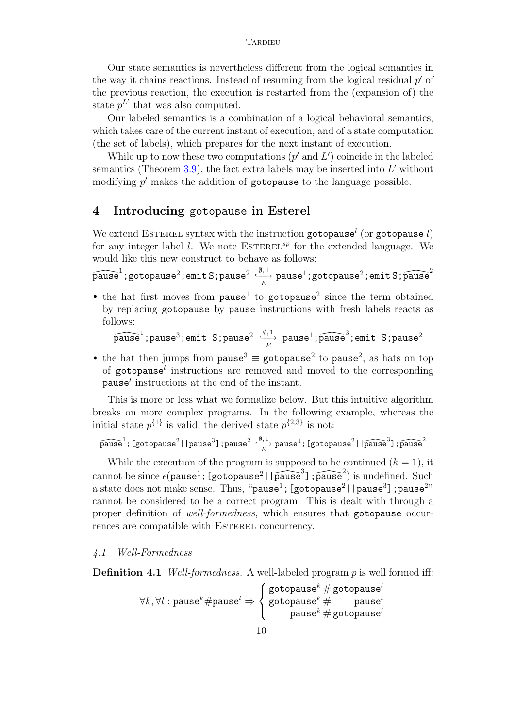Our state semantics is nevertheless different from the logical semantics in the way it chains reactions. Instead of resuming from the logical residual $p'$ of the previous reaction, the execution is restarted from the (expansion of) the state $p^{L'}$ that was also computed.

Our labeled semantics is a combination of a logical behavioral semantics, which takes care of the current instant of execution, and of a state computation (the set of labels), which prepares for the next instant of execution.

While up to now these two computations ($p'$ and $L'$) coincide in the labeled semantics (Theorem 3.9), the fact extra labels may be inserted into $L'$ without modifying $p'$ makes the addition of `gotopause` to the language possible.

## 4 Introducing gotopause in Esterel

We extend Esterel syntax with the instruction $\texttt{gotopause}^l$ (or `gotopause` $l$) for any integer label $l$. We note $\text{Esterel}^{sp}$ for the extended language. We would like this new construct to behave as follows:

$$\widehat{\texttt{pause}}^1\texttt{;gotopause}^2\texttt{;emit S;pause}^2 \xrightarrow[E]{\emptyset,1} \texttt{pause}^1\texttt{;gotopause}^2\texttt{;emit S;}\widehat{\texttt{pause}}^2$$

- the hat first moves from $\texttt{pause}^1$ to $\texttt{gotopause}^2$ since the term obtained by replacing `gotopause` by `pause` instructions with fresh labels reacts as follows:

$$\widehat{\texttt{pause}}^1\texttt{;pause}^3\texttt{;emit S;pause}^2 \xrightarrow[E]{\emptyset,1} \texttt{pause}^1\texttt{;}\widehat{\texttt{pause}}^3\texttt{;emit S;pause}^2$$

- the hat then jumps from $\texttt{pause}^3 \equiv \texttt{gotopause}^2$ to $\texttt{pause}^2$, as hats on top of $\texttt{gotopause}^l$ instructions are removed and moved to the corresponding $\texttt{pause}^l$ instructions at the end of the instant.

This is more or less what we formalize below. But this intuitive algorithm breaks on more complex programs. In the following example, whereas the initial state $p^{\{1\}}$ is valid, the derived state $p^{\{2,3\}}$ is not:

$$\widehat{\texttt{pause}}^1\texttt{;[gotopause}^2\texttt{||pause}^3\texttt{];pause}^2 \xrightarrow[E]{\emptyset,1} \texttt{pause}^1\texttt{;[gotopause}^2\texttt{||}\widehat{\texttt{pause}}^3\texttt{];}\widehat{\texttt{pause}}^2$$

While the execution of the program is supposed to be continued ($k = 1$), it cannot be since $\epsilon(\texttt{pause}^1\texttt{;[gotopause}^2\texttt{||}\widehat{\texttt{pause}}^3\texttt{];}\widehat{\texttt{pause}}^2)$ is undefined. Such a state does not make sense. Thus, "$\texttt{pause}^1\texttt{;[gotopause}^2\texttt{||pause}^3\texttt{];pause}^2$" cannot be considered to be a correct program. This is dealt with through a proper definition of *well-formedness*, which ensures that `gotopause` occurrences are compatible with Esterel concurrency.

### 4.1 Well-Formedness

**Definition 4.1** *Well-formedness.* A well-labeled program $p$ is well formed iff:

$$\forall k, \forall l : \texttt{pause}^k \# \texttt{pause}^l \Rightarrow \begin{cases} \texttt{gotopause}^k \# \texttt{gotopause}^l \\ \texttt{gotopause}^k \# \quad \texttt{pause}^l \\ \quad \texttt{pause}^k \# \texttt{gotopause}^l \end{cases}$$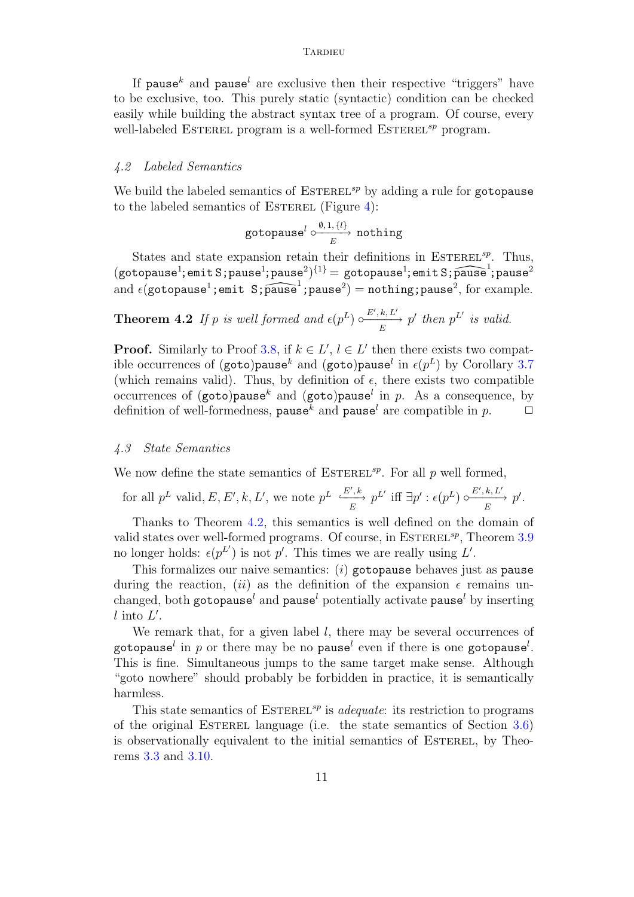If $\texttt{pause}^k$ and $\texttt{pause}^l$ are exclusive then their respective "triggers" have to be exclusive, too. This purely static (syntactic) condition can be checked easily while building the abstract syntax tree of a program. Of course, every well-labeled ESTEREL program is a well-formed ESTEREL$^{sp}$ program.

### 4.2 Labeled Semantics

We build the labeled semantics of ESTEREL$^{sp}$ by adding a rule for `gotopause` to the labeled semantics of ESTEREL (Figure 4):

$$\texttt{gotopause}^l \xrightarrow[E]{\emptyset,\, 1,\, \{l\}} \texttt{nothing}$$

States and state expansion retain their definitions in ESTEREL$^{sp}$. Thus, $(\texttt{gotopause}^1;\texttt{emit S};\texttt{pause}^1;\texttt{pause}^2)^{\{1\}} = \texttt{gotopause}^1;\texttt{emit S};\widehat{\texttt{pause}}^1;\texttt{pause}^2$ and $\epsilon(\texttt{gotopause}^1;\texttt{emit S};\widehat{\texttt{pause}}^1;\texttt{pause}^2) = \texttt{nothing};\texttt{pause}^2$, for example.

**Theorem 4.2** *If $p$ is well formed and $\epsilon(p^L) \xrightarrow[E]{E',\, k,\, L'} p'$ then $p^{L'}$ is valid.*

**Proof.** Similarly to Proof 3.8, if $k \in L'$, $l \in L'$ then there exists two compatible occurrences of $(\texttt{goto})\texttt{pause}^k$ and $(\texttt{goto})\texttt{pause}^l$ in $\epsilon(p^L)$ by Corollary 3.7 (which remains valid). Thus, by definition of $\epsilon$, there exists two compatible occurrences of $(\texttt{goto})\texttt{pause}^k$ and $(\texttt{goto})\texttt{pause}^l$ in $p$. As a consequence, by definition of well-formedness, $\texttt{pause}^k$ and $\texttt{pause}^l$ are compatible in $p$. $\square$

### 4.3 State Semantics

We now define the state semantics of ESTEREL$^{sp}$. For all $p$ well formed,

$$\text{for all } p^L \text{ valid}, E, E', k, L', \text{ we note } p^L \overset{E',\, k}{\underset{E}{\longleftrightarrow}} p^{L'} \text{ iff } \exists p' : \epsilon(p^L) \xrightarrow[E]{E',\, k,\, L'} p'.$$

Thanks to Theorem 4.2, this semantics is well defined on the domain of valid states over well-formed programs. Of course, in ESTEREL$^{sp}$, Theorem 3.9 no longer holds: $\epsilon(p^{L'})$ is not $p'$. This times we are really using $L'$.

This formalizes our naive semantics: $(i)$ `gotopause` behaves just as `pause` during the reaction, $(ii)$ as the definition of the expansion $\epsilon$ remains unchanged, both $\texttt{gotopause}^l$ and $\texttt{pause}^l$ potentially activate $\texttt{pause}^l$ by inserting $l$ into $L'$.

We remark that, for a given label $l$, there may be several occurrences of $\texttt{gotopause}^l$ in $p$ or there may be no $\texttt{pause}^l$ even if there is one $\texttt{gotopause}^l$. This is fine. Simultaneous jumps to the same target make sense. Although "goto nowhere" should probably be forbidden in practice, it is semantically harmless.

This state semantics of ESTEREL$^{sp}$ is *adequate*: its restriction to programs of the original ESTEREL language (i.e. the state semantics of Section 3.6) is observationally equivalent to the initial semantics of ESTEREL, by Theorems 3.3 and 3.10.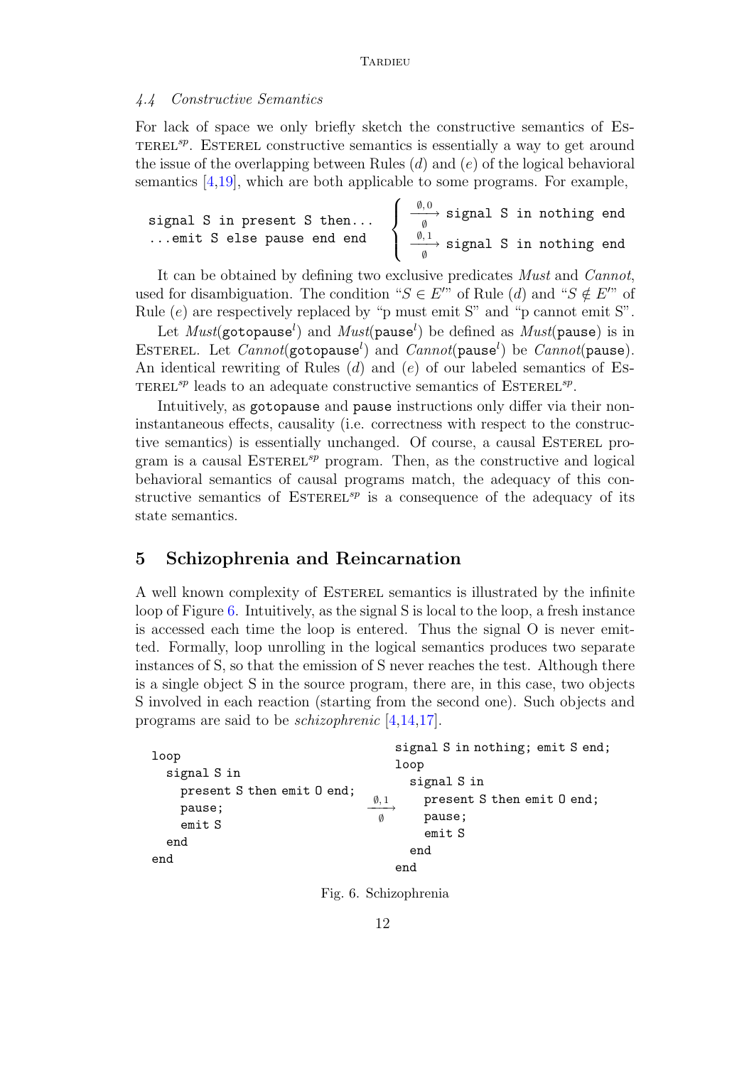### 4.4 Constructive Semantics

For lack of space we only briefly sketch the constructive semantics of ESTEREL$^{sp}$. ESTEREL constructive semantics is essentially a way to get around the issue of the overlapping between Rules ($d$) and ($e$) of the logical behavioral semantics [4,19], which are both applicable to some programs. For example,

```
signal S in present S then...
...emit S else pause end end
```

$$\begin{cases} \xrightarrow[\emptyset]{\emptyset,0} \texttt{signal S in nothing end} \\ \xrightarrow[\emptyset]{\emptyset,1} \texttt{signal S in nothing end} \end{cases}$$

It can be obtained by defining two exclusive predicates *Must* and *Cannot*, used for disambiguation. The condition "$S \in E'$" of Rule ($d$) and "$S \notin E'$" of Rule ($e$) are respectively replaced by "p must emit S" and "p cannot emit S".

Let $Must(\texttt{gotopause}^l)$ and $Must(\texttt{pause}^l)$ be defined as $Must(\texttt{pause})$ is in ESTEREL. Let $Cannot(\texttt{gotopause}^l)$ and $Cannot(\texttt{pause}^l)$ be $Cannot(\texttt{pause})$. An identical rewriting of Rules ($d$) and ($e$) of our labeled semantics of ESTEREL$^{sp}$ leads to an adequate constructive semantics of ESTEREL$^{sp}$.

Intuitively, as `gotopause` and `pause` instructions only differ via their non-instantaneous effects, causality (i.e. correctness with respect to the constructive semantics) is essentially unchanged. Of course, a causal ESTEREL program is a causal ESTEREL$^{sp}$ program. Then, as the constructive and logical behavioral semantics of causal programs match, the adequacy of this constructive semantics of ESTEREL$^{sp}$ is a consequence of the adequacy of its state semantics.

## 5 Schizophrenia and Reincarnation

A well known complexity of ESTEREL semantics is illustrated by the infinite loop of Figure 6. Intuitively, as the signal S is local to the loop, a fresh instance is accessed each time the loop is entered. Thus the signal O is never emitted. Formally, loop unrolling in the logical semantics produces two separate instances of S, so that the emission of S never reaches the test. Although there is a single object S in the source program, there are, in this case, two objects S involved in each reaction (starting from the second one). Such objects and programs are said to be *schizophrenic* [4,14,17].

```
loop
  signal S in
    present S then emit O end;
    pause;
    emit S
  end
end
```

$$\xrightarrow[\emptyset]{\emptyset,1}$$

```
signal S in nothing; emit S end;
loop
  signal S in
    present S then emit O end;
    pause;
    emit S
  end
end
```

Fig. 6. Schizophrenia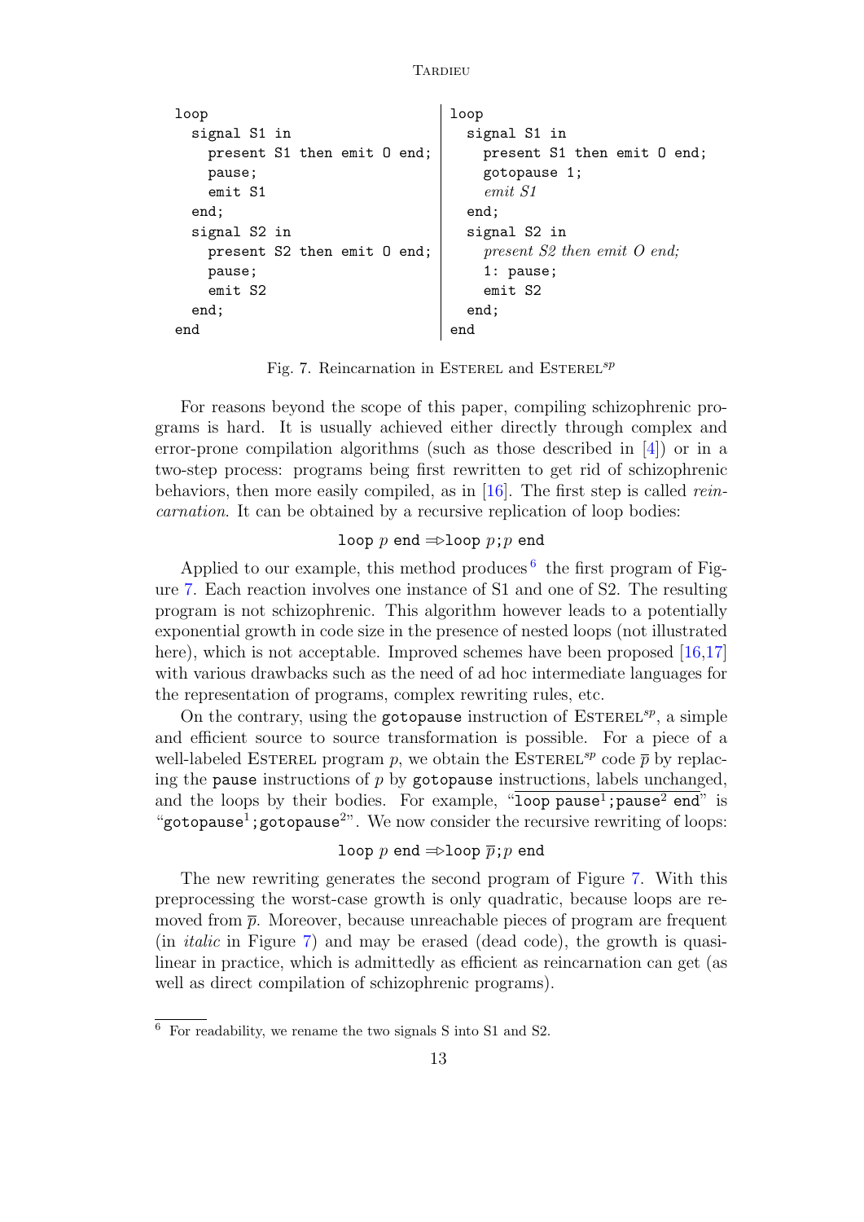```
loop
  signal S1 in
    present S1 then emit O end;
    pause;
    emit S1
  end;
  signal S2 in
    present S2 then emit O end;
    pause;
    emit S2
  end;
end
```

```
loop
  signal S1 in
    present S1 then emit O end;
    gotopause 1;
    emit S1
  end;
  signal S2 in
    present S2 then emit O end;
    1: pause;
    emit S2
  end;
end
```

Fig. 7. Reincarnation in Esterel and Esterel$^{sp}$

For reasons beyond the scope of this paper, compiling schizophrenic programs is hard. It is usually achieved either directly through complex and error-prone compilation algorithms (such as those described in [4]) or in a two-step process: programs being first rewritten to get rid of schizophrenic behaviors, then more easily compiled, as in [16]. The first step is called *reincarnation*. It can be obtained by a recursive replication of loop bodies:

$$\texttt{loop } p \texttt{ end} \Rightarrow \texttt{loop } p;p \texttt{ end}$$

Applied to our example, this method produces[6] the first program of Figure 7. Each reaction involves one instance of S1 and one of S2. The resulting program is not schizophrenic. This algorithm however leads to a potentially exponential growth in code size in the presence of nested loops (not illustrated here), which is not acceptable. Improved schemes have been proposed [16,17] with various drawbacks such as the need of ad hoc intermediate languages for the representation of programs, complex rewriting rules, etc.

On the contrary, using the `gotopause` instruction of Esterel$^{sp}$, a simple and efficient source to source transformation is possible. For a piece of a well-labeled Esterel program $p$, we obtain the Esterel$^{sp}$ code $\overline{p}$ by replacing the `pause` instructions of $p$ by `gotopause` instructions, labels unchanged, and the loops by their bodies. For example, "$\overline{\texttt{loop pause}^1\texttt{;pause}^2\texttt{ end}}$" is "$\texttt{gotopause}^1\texttt{;gotopause}^2$". We now consider the recursive rewriting of loops:

$$\texttt{loop } p \texttt{ end} \Rightarrow \texttt{loop } \overline{p};p \texttt{ end}$$

The new rewriting generates the second program of Figure 7. With this preprocessing the worst-case growth is only quadratic, because loops are removed from $\overline{p}$. Moreover, because unreachable pieces of program are frequent (in *italic* in Figure 7) and may be erased (dead code), the growth is quasi-linear in practice, which is admittedly as efficient as reincarnation can get (as well as direct compilation of schizophrenic programs).

[6] For readability, we rename the two signals S into S1 and S2.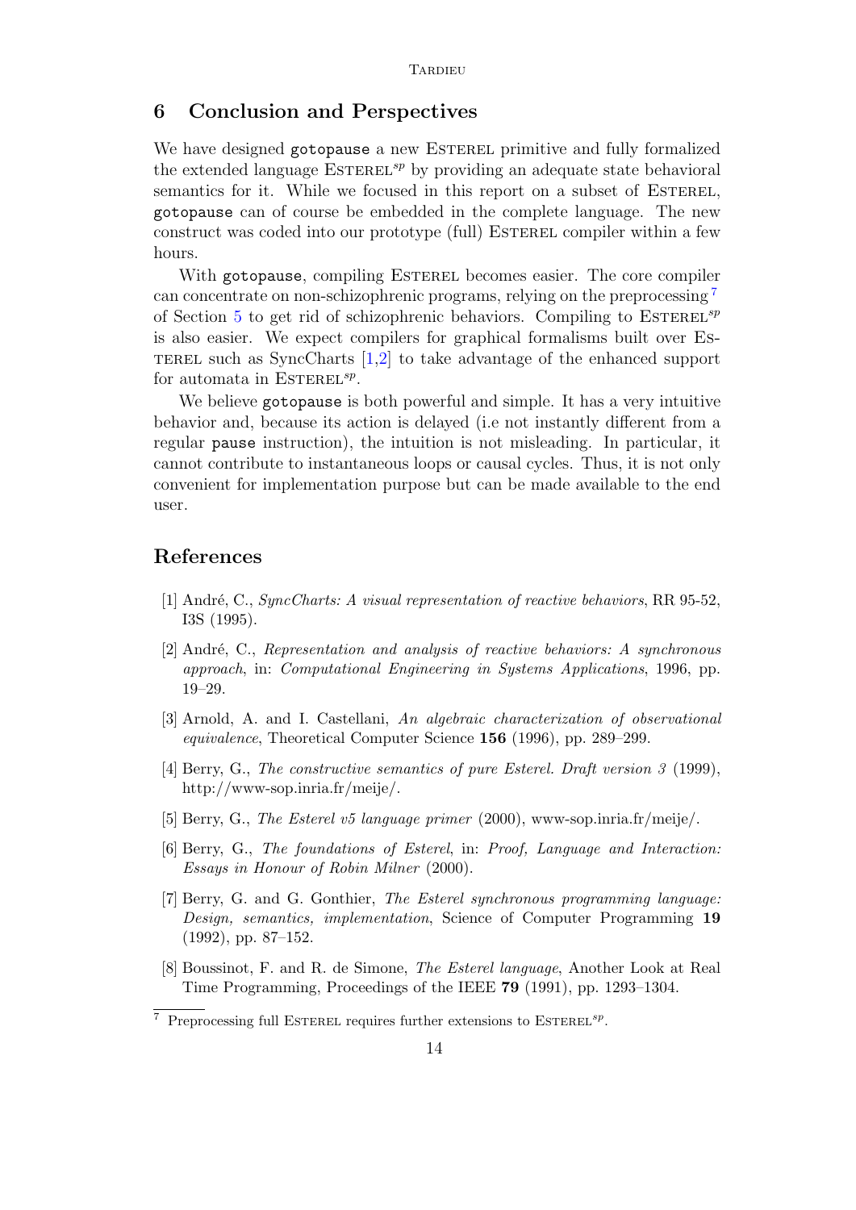## 6 Conclusion and Perspectives

We have designed `gotopause` a new ESTEREL primitive and fully formalized the extended language ESTEREL$^{sp}$ by providing an adequate state behavioral semantics for it. While we focused in this report on a subset of ESTEREL, `gotopause` can of course be embedded in the complete language. The new construct was coded into our prototype (full) ESTEREL compiler within a few hours.

With `gotopause`, compiling ESTEREL becomes easier. The core compiler can concentrate on non-schizophrenic programs, relying on the preprocessing [7] of Section 5 to get rid of schizophrenic behaviors. Compiling to ESTEREL$^{sp}$ is also easier. We expect compilers for graphical formalisms built over ESTEREL such as SyncCharts [1,2] to take advantage of the enhanced support for automata in ESTEREL$^{sp}$.

We believe `gotopause` is both powerful and simple. It has a very intuitive behavior and, because its action is delayed (i.e not instantly different from a regular `pause` instruction), the intuition is not misleading. In particular, it cannot contribute to instantaneous loops or causal cycles. Thus, it is not only convenient for implementation purpose but can be made available to the end user.

## References

[1] André, C., *SyncCharts: A visual representation of reactive behaviors*, RR 95-52, I3S (1995).

[2] André, C., *Representation and analysis of reactive behaviors: A synchronous approach*, in: *Computational Engineering in Systems Applications*, 1996, pp. 19–29.

[3] Arnold, A. and I. Castellani, *An algebraic characterization of observational equivalence*, Theoretical Computer Science **156** (1996), pp. 289–299.

[4] Berry, G., *The constructive semantics of pure Esterel. Draft version 3* (1999), http://www-sop.inria.fr/meije/.

[5] Berry, G., *The Esterel v5 language primer* (2000), www-sop.inria.fr/meije/.

[6] Berry, G., *The foundations of Esterel*, in: *Proof, Language and Interaction: Essays in Honour of Robin Milner* (2000).

[7] Berry, G. and G. Gonthier, *The Esterel synchronous programming language: Design, semantics, implementation*, Science of Computer Programming **19** (1992), pp. 87–152.

[8] Boussinot, F. and R. de Simone, *The Esterel language*, Another Look at Real Time Programming, Proceedings of the IEEE **79** (1991), pp. 1293–1304.

[7] Preprocessing full ESTEREL requires further extensions to ESTEREL$^{sp}$.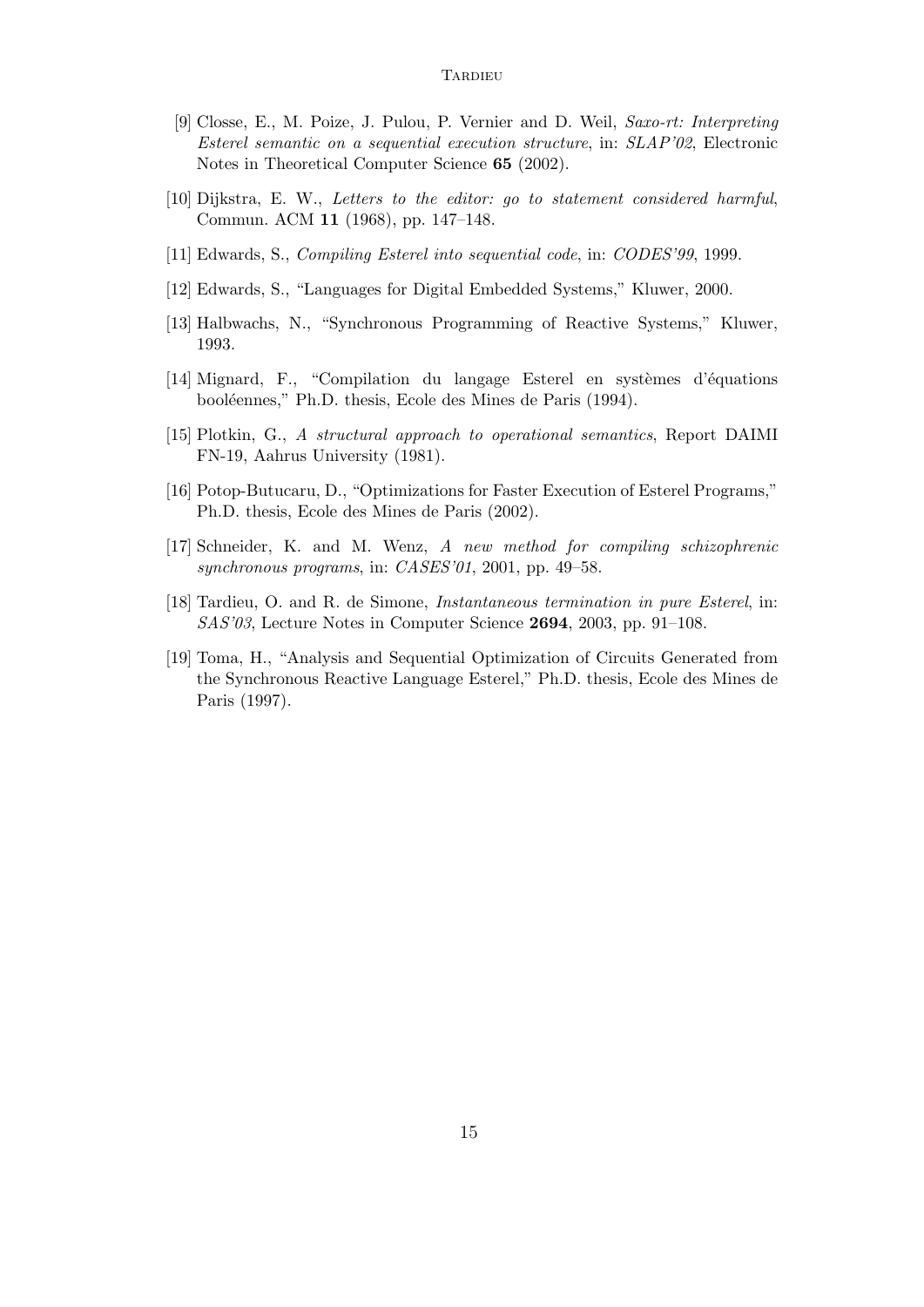[9] Closse, E., M. Poize, J. Pulou, P. Vernier and D. Weil, *Saxo-rt: Interpreting Esterel semantic on a sequential execution structure*, in: *SLAP'02*, Electronic Notes in Theoretical Computer Science **65** (2002).

[10] Dijkstra, E. W., *Letters to the editor: go to statement considered harmful*, Commun. ACM **11** (1968), pp. 147–148.

[11] Edwards, S., *Compiling Esterel into sequential code*, in: *CODES'99*, 1999.

[12] Edwards, S., "Languages for Digital Embedded Systems," Kluwer, 2000.

[13] Halbwachs, N., "Synchronous Programming of Reactive Systems," Kluwer, 1993.

[14] Mignard, F., "Compilation du langage Esterel en systèmes d'équations booléennes," Ph.D. thesis, Ecole des Mines de Paris (1994).

[15] Plotkin, G., *A structural approach to operational semantics*, Report DAIMI FN-19, Aahrus University (1981).

[16] Potop-Butucaru, D., "Optimizations for Faster Execution of Esterel Programs," Ph.D. thesis, Ecole des Mines de Paris (2002).

[17] Schneider, K. and M. Wenz, *A new method for compiling schizophrenic synchronous programs*, in: *CASES'01*, 2001, pp. 49–58.

[18] Tardieu, O. and R. de Simone, *Instantaneous termination in pure Esterel*, in: *SAS'03*, Lecture Notes in Computer Science **2694**, 2003, pp. 91–108.

[19] Toma, H., "Analysis and Sequential Optimization of Circuits Generated from the Synchronous Reactive Language Esterel," Ph.D. thesis, Ecole des Mines de Paris (1997).